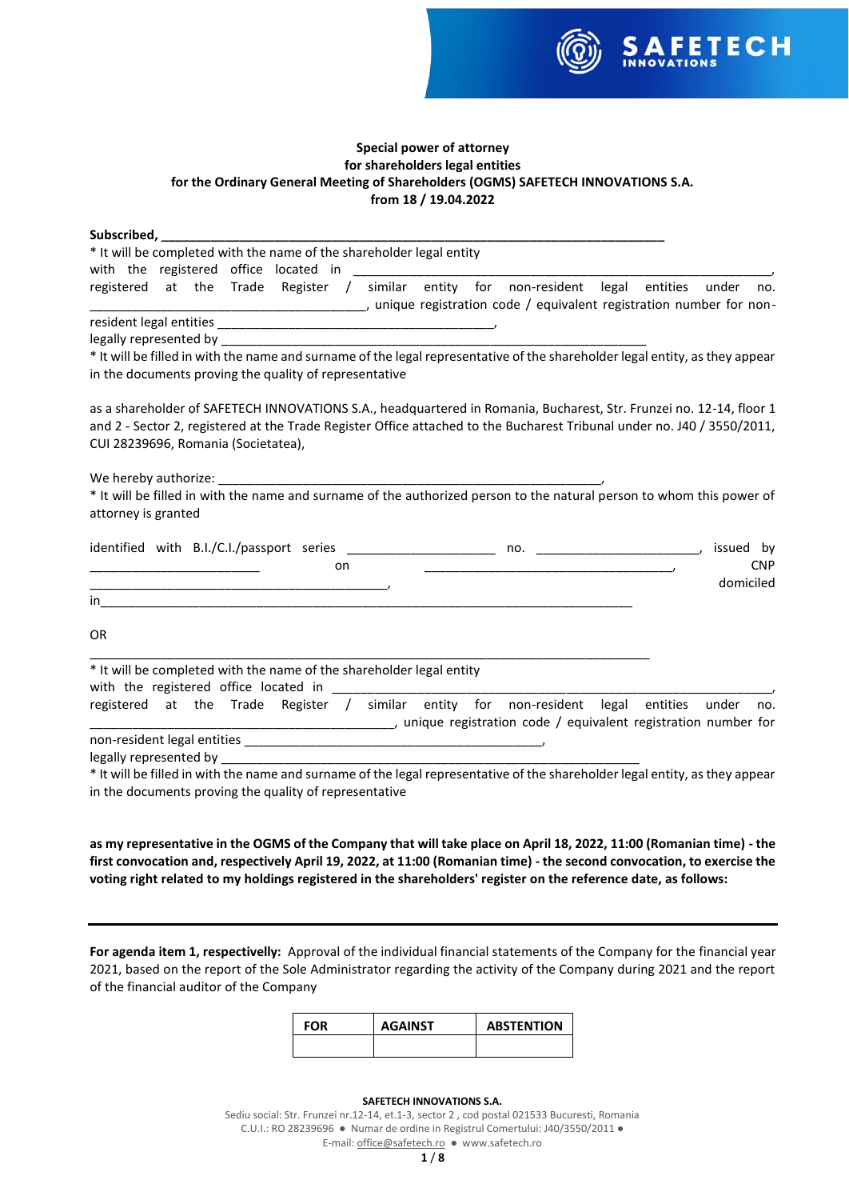**Special power of attorney**
**for shareholders legal entities**
**for the Ordinary General Meeting of Shareholders (OGMS) SAFETECH INNOVATIONS S.A.**
**from 18 / 19.04.2022**

**Subscribed,** ___________________________________________________________________________
* It will be completed with the name of the shareholder legal entity
with the registered office located in ____________________________________________________________,
registered at the Trade Register / similar entity for non-resident legal entities under no. ____________________________________, unique registration code / equivalent registration number for non-resident legal entities ______________________________________,
legally represented by ______________________________________________________________
* It will be filled in with the name and surname of the legal representative of the shareholder legal entity, as they appear in the documents proving the quality of representative

as a shareholder of SAFETECH INNOVATIONS S.A., headquartered in Romania, Bucharest, Str. Frunzei no. 12-14, floor 1 and 2 - Sector 2, registered at the Trade Register Office attached to the Bucharest Tribunal under no. J40 / 3550/2011, CUI 28239696, Romania (Societatea),

We hereby authorize: _____________________________________________________,
* It will be filled in with the name and surname of the authorized person to the natural person to whom this power of attorney is granted

identified with B.I./C.I./passport series ____________________ no. ______________________, issued by _______________________ on ___________________________________, CNP _________________________________________, domiciled in___________________________________________________________________________

OR

___________________________________________________________________________
* It will be completed with the name of the shareholder legal entity
with the registered office located in ____________________________________________________________,
registered at the Trade Register / similar entity for non-resident legal entities under no. ________________________________________, unique registration code / equivalent registration number for non-resident legal entities ________________________________________,
legally represented by ____________________________________________________________
* It will be filled in with the name and surname of the legal representative of the shareholder legal entity, as they appear in the documents proving the quality of representative

**as my representative in the OGMS of the Company that will take place on April 18, 2022, 11:00 (Romanian time) - the first convocation and, respectively April 19, 2022, at 11:00 (Romanian time) - the second convocation, to exercise the voting right related to my holdings registered in the shareholders' register on the reference date, as follows:**

---

**For agenda item 1, respectivelly:** Approval of the individual financial statements of the Company for the financial year 2021, based on the report of the Sole Administrator regarding the activity of the Company during 2021 and the report of the financial auditor of the Company

| FOR | AGAINST | ABSTENTION |
|---|---|---|
| | | |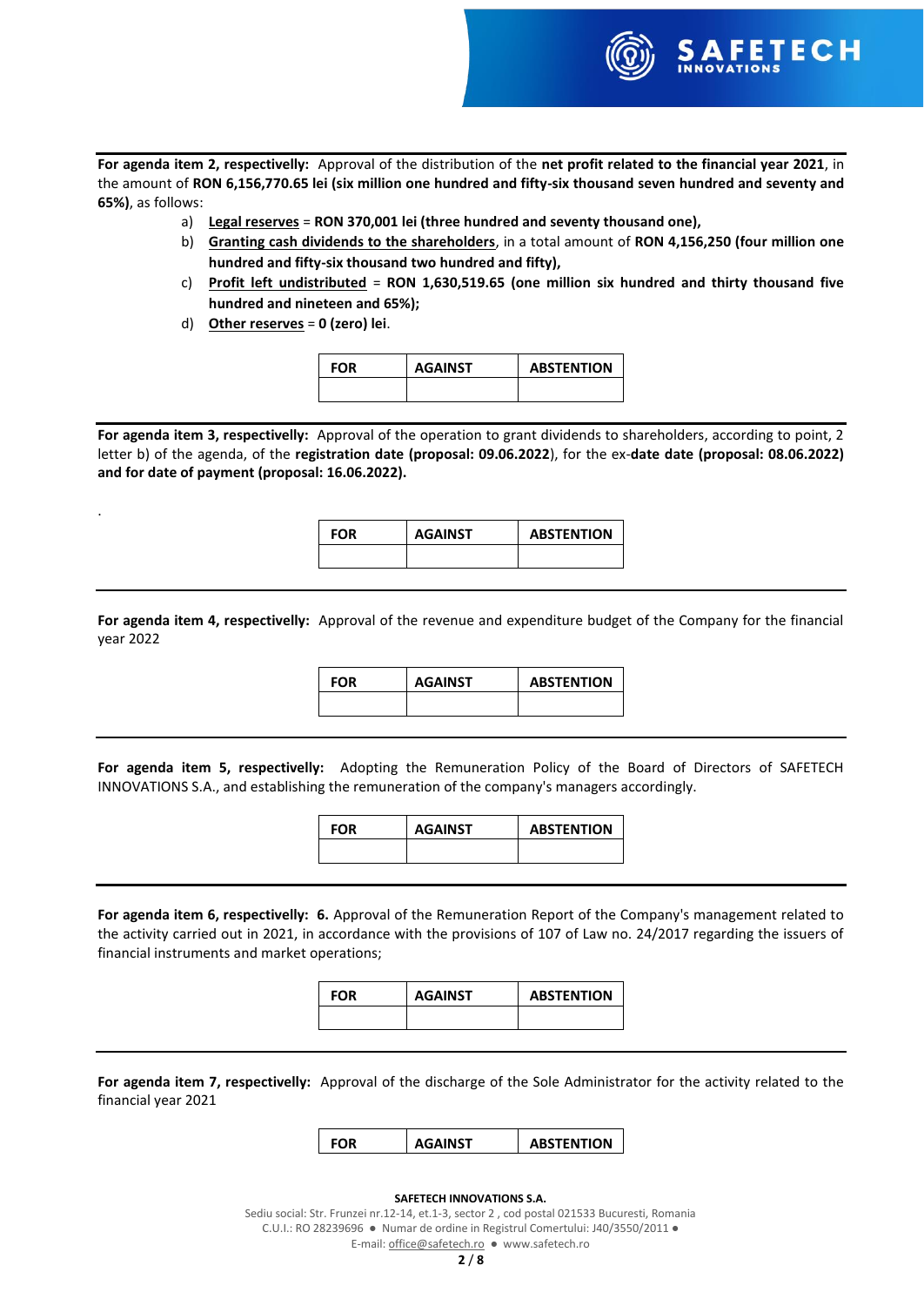**For agenda item 2, respectivelly:** Approval of the distribution of the **net profit related to the financial year 2021**, in the amount of **RON 6,156,770.65 lei (six million one hundred and fifty-six thousand seven hundred and seventy and 65%)**, as follows:

a) **Legal reserves** = **RON 370,001 lei (three hundred and seventy thousand one),**

b) **Granting cash dividends to the shareholders**, in a total amount of **RON 4,156,250 (four million one hundred and fifty-six thousand two hundred and fifty),**

c) **Profit left undistributed** = **RON 1,630,519.65 (one million six hundred and thirty thousand five hundred and nineteen and 65%);**

d) **Other reserves** = **0 (zero) lei**.

| FOR | AGAINST | ABSTENTION |
|---|---|---|
| | | |

**For agenda item 3, respectivelly:** Approval of the operation to grant dividends to shareholders, according to point, 2 letter b) of the agenda, of the **registration date (proposal: 09.06.2022**), for the ex-**date date (proposal: 08.06.2022) and for date of payment (proposal: 16.06.2022).**

.

| FOR | AGAINST | ABSTENTION |
|---|---|---|
| | | |

**For agenda item 4, respectivelly:** Approval of the revenue and expenditure budget of the Company for the financial year 2022

| FOR | AGAINST | ABSTENTION |
|---|---|---|
| | | |

**For agenda item 5, respectivelly:** Adopting the Remuneration Policy of the Board of Directors of SAFETECH INNOVATIONS S.A., and establishing the remuneration of the company's managers accordingly.

| FOR | AGAINST | ABSTENTION |
|---|---|---|
| | | |

**For agenda item 6, respectivelly: 6.** Approval of the Remuneration Report of the Company's management related to the activity carried out in 2021, in accordance with the provisions of 107 of Law no. 24/2017 regarding the issuers of financial instruments and market operations;

| FOR | AGAINST | ABSTENTION |
|---|---|---|
| | | |

**For agenda item 7, respectivelly:** Approval of the discharge of the Sole Administrator for the activity related to the financial year 2021

| FOR | AGAINST | ABSTENTION |
|---|---|---|

**SAFETECH INNOVATIONS S.A.**

Sediu social: Str. Frunzei nr.12-14, et.1-3, sector 2 , cod postal 021533 Bucuresti, Romania
C.U.I.: RO 28239696 ● Numar de ordine in Registrul Comertului: J40/3550/2011 ●
E-mail: office@safetech.ro ● www.safetech.ro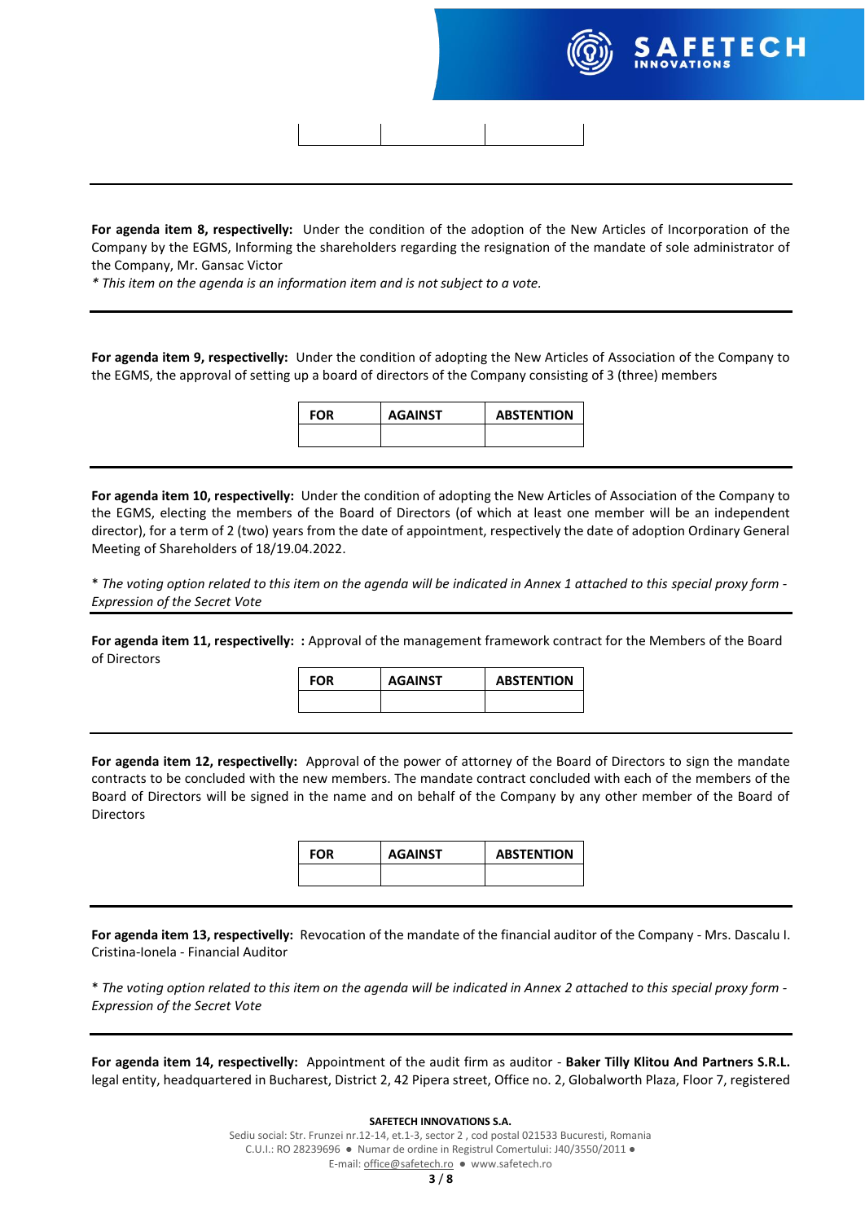| | | |
|---|---|---|
| | | |

---

**For agenda item 8, respectivelly:** Under the condition of the adoption of the New Articles of Incorporation of the Company by the EGMS, Informing the shareholders regarding the resignation of the mandate of sole administrator of the Company, Mr. Gansac Victor

*\* This item on the agenda is an information item and is not subject to a vote.*

---

**For agenda item 9, respectivelly:** Under the condition of adopting the New Articles of Association of the Company to the EGMS, the approval of setting up a board of directors of the Company consisting of 3 (three) members

| FOR | AGAINST | ABSTENTION |
|---|---|---|
| | | |

---

**For agenda item 10, respectivelly:** Under the condition of adopting the New Articles of Association of the Company to the EGMS, electing the members of the Board of Directors (of which at least one member will be an independent director), for a term of 2 (two) years from the date of appointment, respectively the date of adoption Ordinary General Meeting of Shareholders of 18/19.04.2022.

\* *The voting option related to this item on the agenda will be indicated in Annex 1 attached to this special proxy form - Expression of the Secret Vote*

---

**For agenda item 11, respectivelly: :** Approval of the management framework contract for the Members of the Board of Directors

| FOR | AGAINST | ABSTENTION |
|---|---|---|
| | | |

---

**For agenda item 12, respectivelly:** Approval of the power of attorney of the Board of Directors to sign the mandate contracts to be concluded with the new members. The mandate contract concluded with each of the members of the Board of Directors will be signed in the name and on behalf of the Company by any other member of the Board of Directors

| FOR | AGAINST | ABSTENTION |
|---|---|---|
| | | |

---

**For agenda item 13, respectivelly:** Revocation of the mandate of the financial auditor of the Company - Mrs. Dascalu I. Cristina-Ionela - Financial Auditor

\* *The voting option related to this item on the agenda will be indicated in Annex 2 attached to this special proxy form - Expression of the Secret Vote*

---

**For agenda item 14, respectivelly:** Appointment of the audit firm as auditor - **Baker Tilly Klitou And Partners S.R.L.** legal entity, headquartered in Bucharest, District 2, 42 Pipera street, Office no. 2, Globalworth Plaza, Floor 7, registered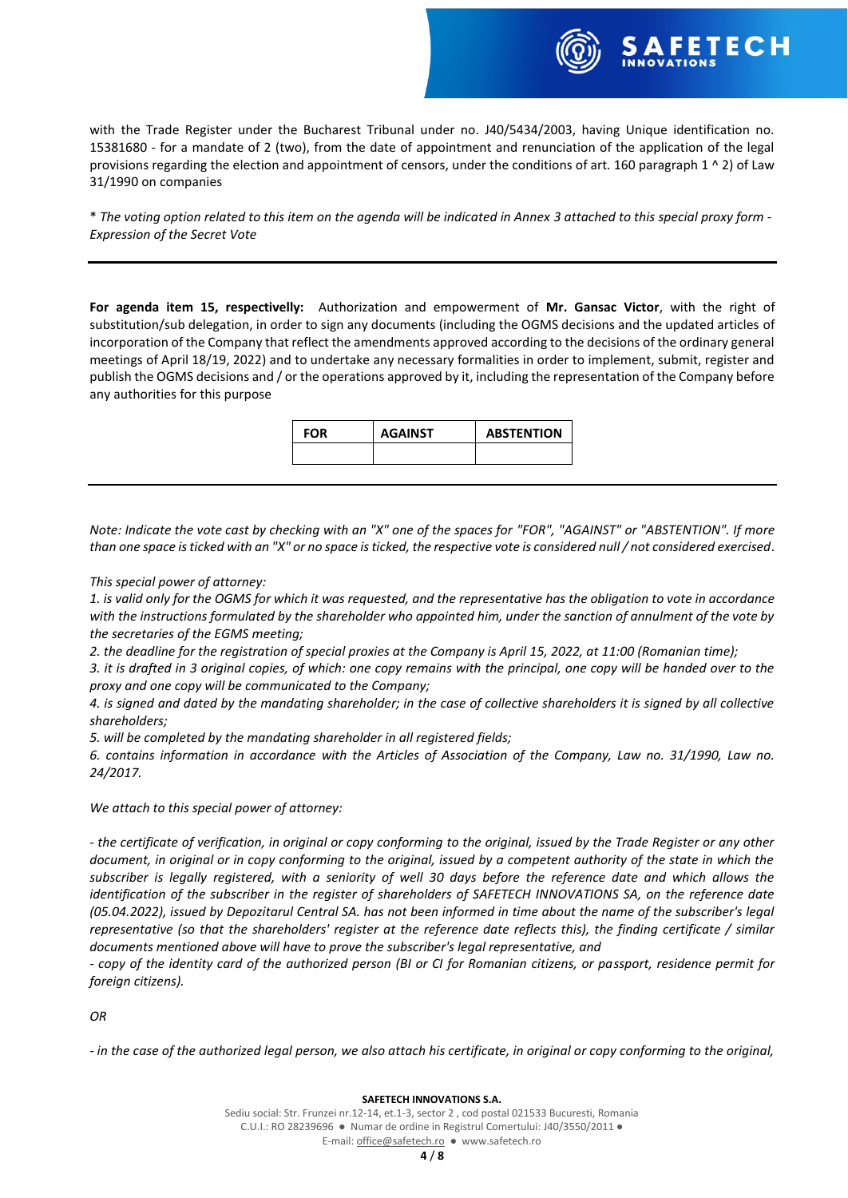with the Trade Register under the Bucharest Tribunal under no. J40/5434/2003, having Unique identification no. 15381680 - for a mandate of 2 (two), from the date of appointment and renunciation of the application of the legal provisions regarding the election and appointment of censors, under the conditions of art. 160 paragraph 1 ^ 2) of Law 31/1990 on companies

\* *The voting option related to this item on the agenda will be indicated in Annex 3 attached to this special proxy form - Expression of the Secret Vote*

---

**For agenda item 15, respectivelly:** Authorization and empowerment of **Mr. Gansac Victor**, with the right of substitution/sub delegation, in order to sign any documents (including the OGMS decisions and the updated articles of incorporation of the Company that reflect the amendments approved according to the decisions of the ordinary general meetings of April 18/19, 2022) and to undertake any necessary formalities in order to implement, submit, register and publish the OGMS decisions and / or the operations approved by it, including the representation of the Company before any authorities for this purpose

| FOR | AGAINST | ABSTENTION |
|---|---|---|
| | | |

---

*Note: Indicate the vote cast by checking with an "X" one of the spaces for "FOR", "AGAINST" or "ABSTENTION". If more than one space is ticked with an "X" or no space is ticked, the respective vote is considered null / not considered exercised.*

*This special power of attorney:*

*1. is valid only for the OGMS for which it was requested, and the representative has the obligation to vote in accordance with the instructions formulated by the shareholder who appointed him, under the sanction of annulment of the vote by the secretaries of the EGMS meeting;*

*2. the deadline for the registration of special proxies at the Company is April 15, 2022, at 11:00 (Romanian time);*

*3. it is drafted in 3 original copies, of which: one copy remains with the principal, one copy will be handed over to the proxy and one copy will be communicated to the Company;*

*4. is signed and dated by the mandating shareholder; in the case of collective shareholders it is signed by all collective shareholders;*

*5. will be completed by the mandating shareholder in all registered fields;*

*6. contains information in accordance with the Articles of Association of the Company, Law no. 31/1990, Law no. 24/2017.*

*We attach to this special power of attorney:*

*- the certificate of verification, in original or copy conforming to the original, issued by the Trade Register or any other document, in original or in copy conforming to the original, issued by a competent authority of the state in which the subscriber is legally registered, with a seniority of well 30 days before the reference date and which allows the identification of the subscriber in the register of shareholders of SAFETECH INNOVATIONS SA, on the reference date (05.04.2022), issued by Depozitarul Central SA. has not been informed in time about the name of the subscriber's legal representative (so that the shareholders' register at the reference date reflects this), the finding certificate / similar documents mentioned above will have to prove the subscriber's legal representative, and*

*- copy of the identity card of the authorized person (BI or CI for Romanian citizens, or passport, residence permit for foreign citizens).*

*OR*

*- in the case of the authorized legal person, we also attach his certificate, in original or copy conforming to the original,*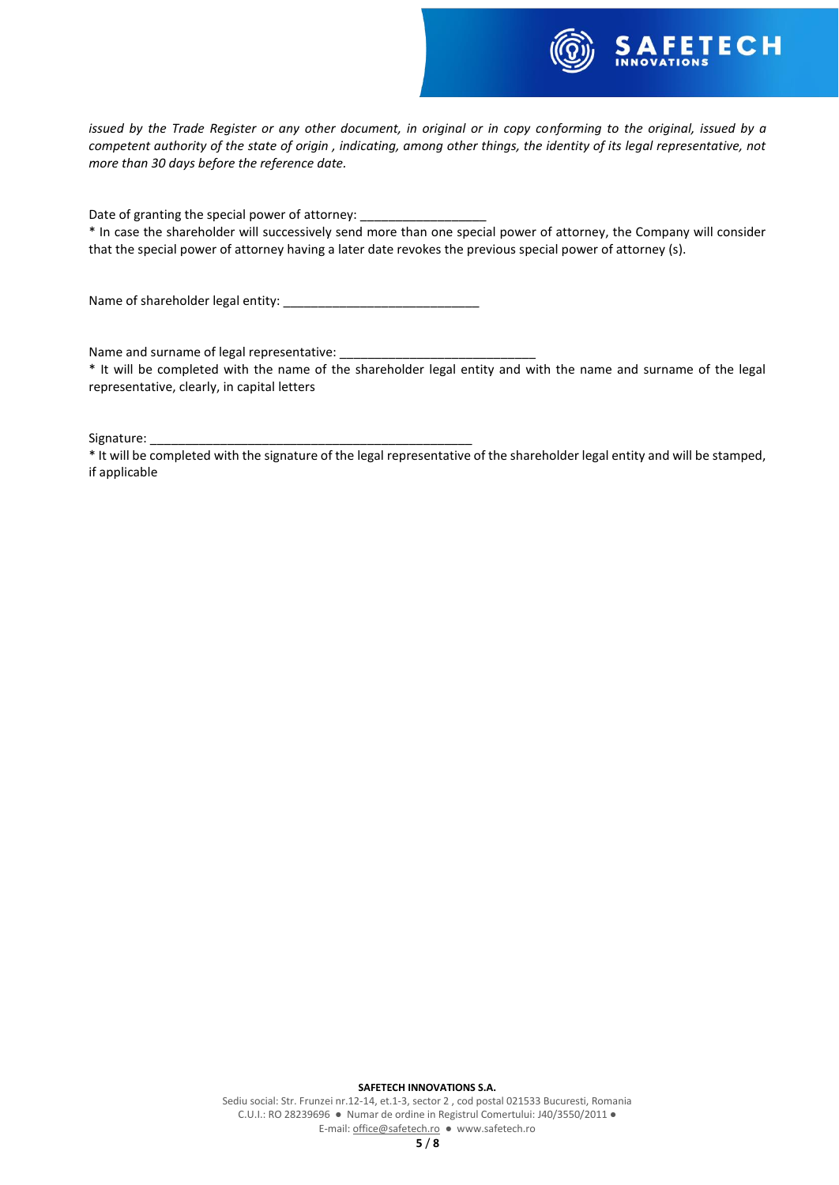*issued by the Trade Register or any other document, in original or in copy conforming to the original, issued by a competent authority of the state of origin , indicating, among other things, the identity of its legal representative, not more than 30 days before the reference date.*

Date of granting the special power of attorney: _________________

* In case the shareholder will successively send more than one special power of attorney, the Company will consider that the special power of attorney having a later date revokes the previous special power of attorney (s).

Name of shareholder legal entity: ____________________________

Name and surname of legal representative: ____________________________

* It will be completed with the name of the shareholder legal entity and with the name and surname of the legal representative, clearly, in capital letters

Signature: _______________________________________________

* It will be completed with the signature of the legal representative of the shareholder legal entity and will be stamped, if applicable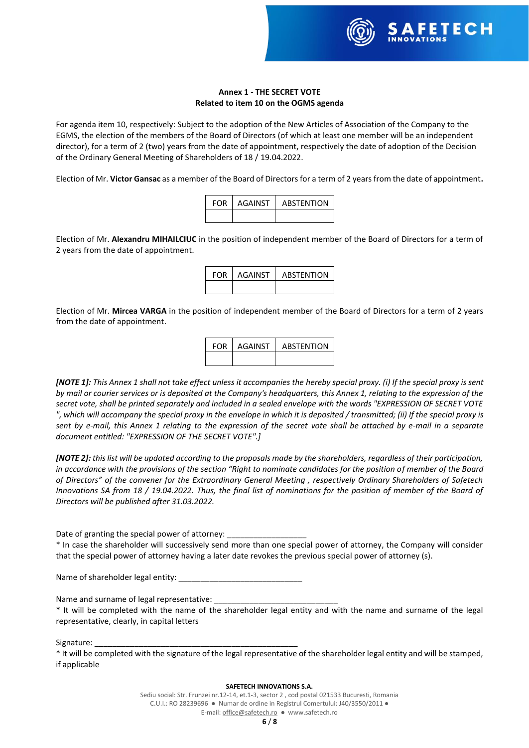**Annex 1 - THE SECRET VOTE**
**Related to item 10 on the OGMS agenda**

For agenda item 10, respectively: Subject to the adoption of the New Articles of Association of the Company to the EGMS, the election of the members of the Board of Directors (of which at least one member will be an independent director), for a term of 2 (two) years from the date of appointment, respectively the date of adoption of the Decision of the Ordinary General Meeting of Shareholders of 18 / 19.04.2022.

Election of Mr. **Victor Gansac** as a member of the Board of Directors for a term of 2 years from the date of appointment**.**

| FOR | AGAINST | ABSTENTION |
|---|---|---|
| | | |

Election of Mr. **Alexandru MIHAILCIUC** in the position of independent member of the Board of Directors for a term of 2 years from the date of appointment.

| FOR | AGAINST | ABSTENTION |
|---|---|---|
| | | |

Election of Mr. **Mircea VARGA** in the position of independent member of the Board of Directors for a term of 2 years from the date of appointment.

| FOR | AGAINST | ABSTENTION |
|---|---|---|
| | | |

***[NOTE 1]:*** *This Annex 1 shall not take effect unless it accompanies the hereby special proxy. (i) If the special proxy is sent by mail or courier services or is deposited at the Company's headquarters, this Annex 1, relating to the expression of the secret vote, shall be printed separately and included in a sealed envelope with the words "EXPRESSION OF SECRET VOTE ", which will accompany the special proxy in the envelope in which it is deposited / transmitted; (ii) If the special proxy is sent by e-mail, this Annex 1 relating to the expression of the secret vote shall be attached by e-mail in a separate document entitled: "EXPRESSION OF THE SECRET VOTE".]*

***[NOTE 2]:*** *this list will be updated according to the proposals made by the shareholders, regardless of their participation, in accordance with the provisions of the section "Right to nominate candidates for the position of member of the Board of Directors" of the convener for the Extraordinary General Meeting , respectively Ordinary Shareholders of Safetech Innovations SA from 18 / 19.04.2022. Thus, the final list of nominations for the position of member of the Board of Directors will be published after 31.03.2022.*

Date of granting the special power of attorney: ___________________

* In case the shareholder will successively send more than one special power of attorney, the Company will consider that the special power of attorney having a later date revokes the previous special power of attorney (s).

Name of shareholder legal entity: ____________________________

Name and surname of legal representative: ____________________________

* It will be completed with the name of the shareholder legal entity and with the name and surname of the legal representative, clearly, in capital letters

Signature: _______________________________________________

* It will be completed with the signature of the legal representative of the shareholder legal entity and will be stamped, if applicable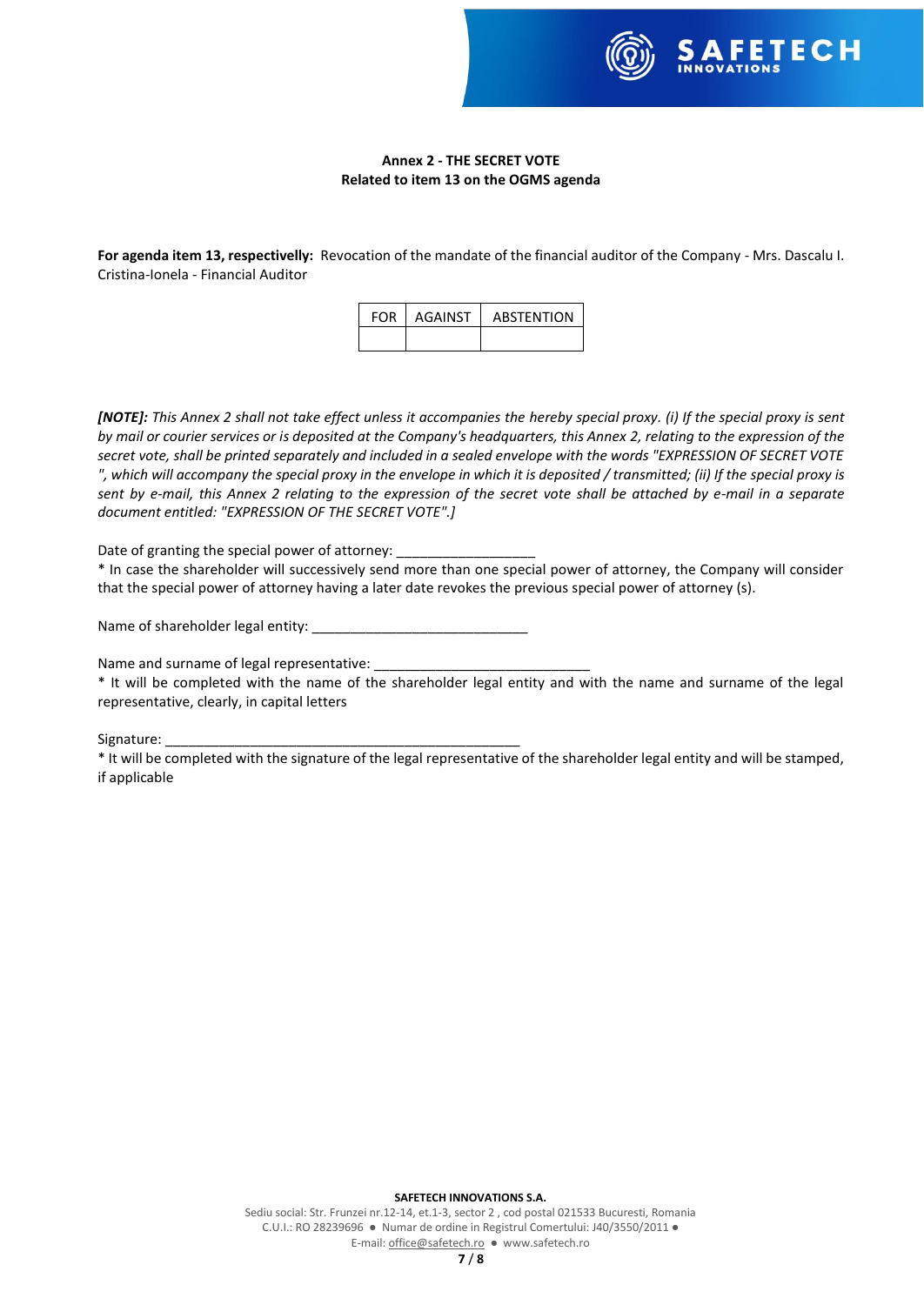**Annex 2 - THE SECRET VOTE**
**Related to item 13 on the OGMS agenda**

**For agenda item 13, respectivelly:** Revocation of the mandate of the financial auditor of the Company - Mrs. Dascalu I. Cristina-Ionela - Financial Auditor

| FOR | AGAINST | ABSTENTION |
| --- | --- | --- |
| | | |

***[NOTE]:*** *This Annex 2 shall not take effect unless it accompanies the hereby special proxy. (i) If the special proxy is sent by mail or courier services or is deposited at the Company's headquarters, this Annex 2, relating to the expression of the secret vote, shall be printed separately and included in a sealed envelope with the words "EXPRESSION OF SECRET VOTE ", which will accompany the special proxy in the envelope in which it is deposited / transmitted; (ii) If the special proxy is sent by e-mail, this Annex 2 relating to the expression of the secret vote shall be attached by e-mail in a separate document entitled: "EXPRESSION OF THE SECRET VOTE".]*

Date of granting the special power of attorney: __________________

* In case the shareholder will successively send more than one special power of attorney, the Company will consider that the special power of attorney having a later date revokes the previous special power of attorney (s).

Name of shareholder legal entity: ____________________________

Name and surname of legal representative: ____________________________

* It will be completed with the name of the shareholder legal entity and with the name and surname of the legal representative, clearly, in capital letters

Signature: ______________________________________________

* It will be completed with the signature of the legal representative of the shareholder legal entity and will be stamped, if applicable

**SAFETECH INNOVATIONS S.A.**
Sediu social: Str. Frunzei nr.12-14, et.1-3, sector 2 , cod postal 021533 Bucuresti, Romania
C.U.I.: RO 28239696 ● Numar de ordine in Registrul Comertului: J40/3550/2011 ●
E-mail: office@safetech.ro ● www.safetech.ro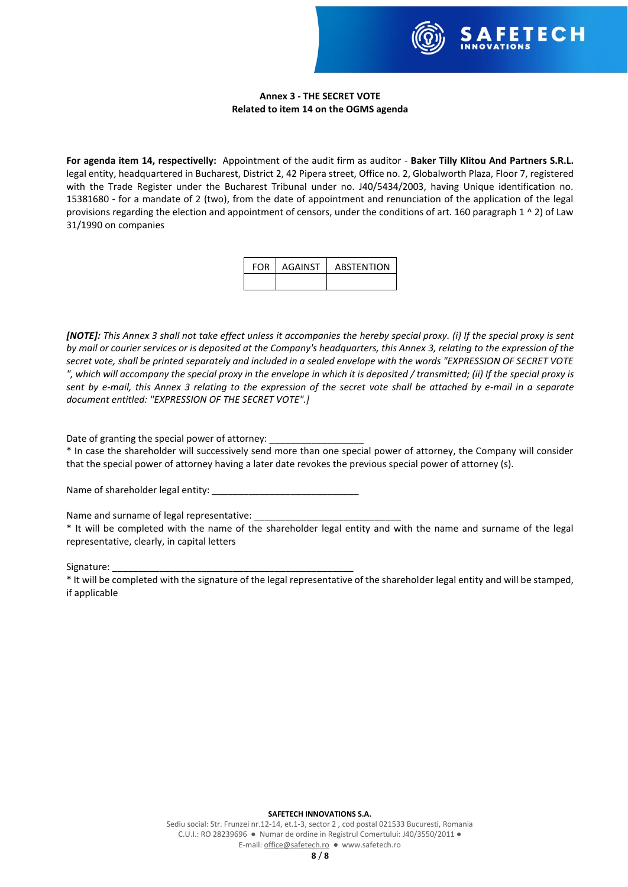**Annex 3 - THE SECRET VOTE**
**Related to item 14 on the OGMS agenda**

**For agenda item 14, respectivelly:** Appointment of the audit firm as auditor - **Baker Tilly Klitou And Partners S.R.L.** legal entity, headquartered in Bucharest, District 2, 42 Pipera street, Office no. 2, Globalworth Plaza, Floor 7, registered with the Trade Register under the Bucharest Tribunal under no. J40/5434/2003, having Unique identification no. 15381680 - for a mandate of 2 (two), from the date of appointment and renunciation of the application of the legal provisions regarding the election and appointment of censors, under the conditions of art. 160 paragraph 1 ^ 2) of Law 31/1990 on companies

| FOR | AGAINST | ABSTENTION |
|---|---|---|
| | | |

***[NOTE]:*** *This Annex 3 shall not take effect unless it accompanies the hereby special proxy. (i) If the special proxy is sent by mail or courier services or is deposited at the Company's headquarters, this Annex 3, relating to the expression of the secret vote, shall be printed separately and included in a sealed envelope with the words "EXPRESSION OF SECRET VOTE ", which will accompany the special proxy in the envelope in which it is deposited / transmitted; (ii) If the special proxy is sent by e-mail, this Annex 3 relating to the expression of the secret vote shall be attached by e-mail in a separate document entitled: "EXPRESSION OF THE SECRET VOTE".]*

Date of granting the special power of attorney: __________________
* In case the shareholder will successively send more than one special power of attorney, the Company will consider that the special power of attorney having a later date revokes the previous special power of attorney (s).

Name of shareholder legal entity: ____________________________

Name and surname of legal representative: ____________________________
* It will be completed with the name of the shareholder legal entity and with the name and surname of the legal representative, clearly, in capital letters

Signature: ______________________________________________
* It will be completed with the signature of the legal representative of the shareholder legal entity and will be stamped, if applicable